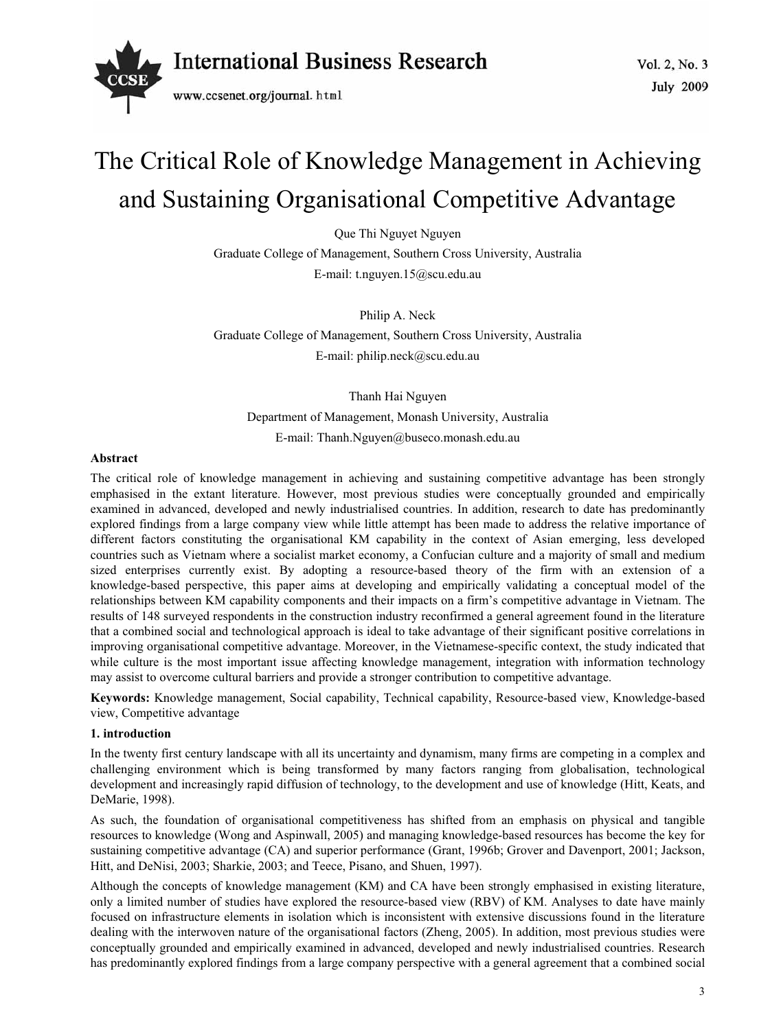# The Critical Role of Knowledge Management in Achieving and Sustaining Organisational Competitive Advantage

Que Thi Nguyet Nguyen

Graduate College of Management, Southern Cross University, Australia

E-mail: t.nguyen.15@scu.edu.au

Philip A. Neck

Graduate College of Management, Southern Cross University, Australia

E-mail: philip.neck@scu.edu.au

Thanh Hai Nguyen

Department of Management, Monash University, Australia

E-mail: Thanh.Nguyen@buseco.monash.edu.au

**Abstract**

The critical role of knowledge management in achieving and sustaining competitive advantage has been strongly emphasised in the extant literature. However, most previous studies were conceptually grounded and empirically examined in advanced, developed and newly industrialised countries. In addition, research to date has predominantly explored findings from a large company view while little attempt has been made to address the relative importance of different factors constituting the organisational KM capability in the context of Asian emerging, less developed countries such as Vietnam where a socialist market economy, a Confucian culture and a majority of small and medium sized enterprises currently exist. By adopting a resource-based theory of the firm with an extension of a knowledge-based perspective, this paper aims at developing and empirically validating a conceptual model of the relationships between KM capability components and their impacts on a firm's competitive advantage in Vietnam. The results of 148 surveyed respondents in the construction industry reconfirmed a general agreement found in the literature that a combined social and technological approach is ideal to take advantage of their significant positive correlations in improving organisational competitive advantage. Moreover, in the Vietnamese-specific context, the study indicated that while culture is the most important issue affecting knowledge management, integration with information technology may assist to overcome cultural barriers and provide a stronger contribution to competitive advantage.

**Keywords:** Knowledge management, Social capability, Technical capability, Resource-based view, Knowledge-based view, Competitive advantage

## 1. introduction

In the twenty first century landscape with all its uncertainty and dynamism, many firms are competing in a complex and challenging environment which is being transformed by many factors ranging from globalisation, technological development and increasingly rapid diffusion of technology, to the development and use of knowledge (Hitt, Keats, and DeMarie, 1998).

As such, the foundation of organisational competitiveness has shifted from an emphasis on physical and tangible resources to knowledge (Wong and Aspinwall, 2005) and managing knowledge-based resources has become the key for sustaining competitive advantage (CA) and superior performance (Grant, 1996b; Grover and Davenport, 2001; Jackson, Hitt, and DeNisi, 2003; Sharkie, 2003; and Teece, Pisano, and Shuen, 1997).

Although the concepts of knowledge management (KM) and CA have been strongly emphasised in existing literature, only a limited number of studies have explored the resource-based view (RBV) of KM. Analyses to date have mainly focused on infrastructure elements in isolation which is inconsistent with extensive discussions found in the literature dealing with the interwoven nature of the organisational factors (Zheng, 2005). In addition, most previous studies were conceptually grounded and empirically examined in advanced, developed and newly industrialised countries. Research has predominantly explored findings from a large company perspective with a general agreement that a combined social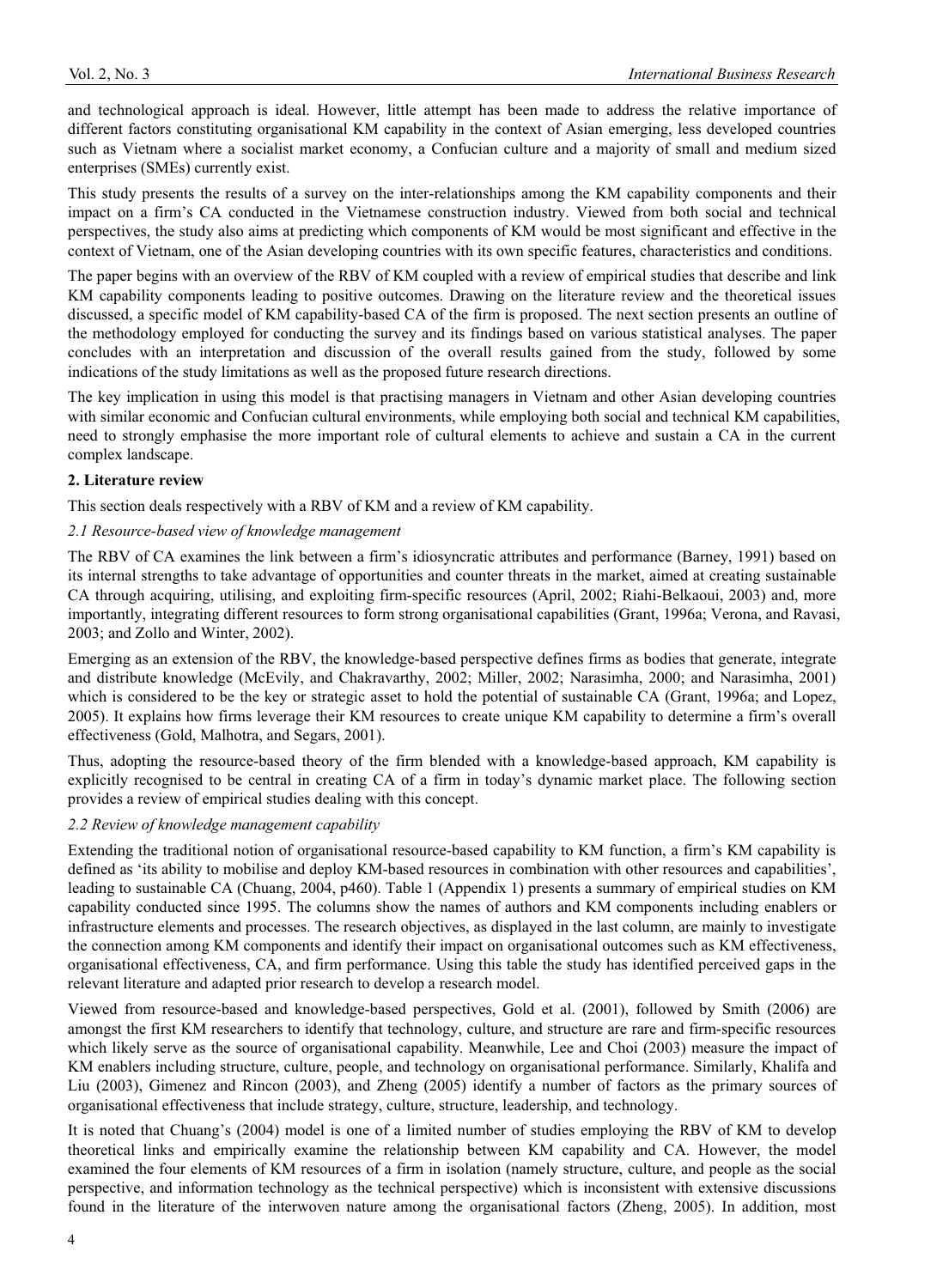and technological approach is ideal. However, little attempt has been made to address the relative importance of different factors constituting organisational KM capability in the context of Asian emerging, less developed countries such as Vietnam where a socialist market economy, a Confucian culture and a majority of small and medium sized enterprises (SMEs) currently exist.

This study presents the results of a survey on the inter-relationships among the KM capability components and their impact on a firm's CA conducted in the Vietnamese construction industry. Viewed from both social and technical perspectives, the study also aims at predicting which components of KM would be most significant and effective in the context of Vietnam, one of the Asian developing countries with its own specific features, characteristics and conditions.

The paper begins with an overview of the RBV of KM coupled with a review of empirical studies that describe and link KM capability components leading to positive outcomes. Drawing on the literature review and the theoretical issues discussed, a specific model of KM capability-based CA of the firm is proposed. The next section presents an outline of the methodology employed for conducting the survey and its findings based on various statistical analyses. The paper concludes with an interpretation and discussion of the overall results gained from the study, followed by some indications of the study limitations as well as the proposed future research directions.

The key implication in using this model is that practising managers in Vietnam and other Asian developing countries with similar economic and Confucian cultural environments, while employing both social and technical KM capabilities, need to strongly emphasise the more important role of cultural elements to achieve and sustain a CA in the current complex landscape.

## 2. Literature review

This section deals respectively with a RBV of KM and a review of KM capability.

### *2.1 Resource-based view of knowledge management*

The RBV of CA examines the link between a firm's idiosyncratic attributes and performance (Barney, 1991) based on its internal strengths to take advantage of opportunities and counter threats in the market, aimed at creating sustainable CA through acquiring, utilising, and exploiting firm-specific resources (April, 2002; Riahi-Belkaoui, 2003) and, more importantly, integrating different resources to form strong organisational capabilities (Grant, 1996a; Verona, and Ravasi, 2003; and Zollo and Winter, 2002).

Emerging as an extension of the RBV, the knowledge-based perspective defines firms as bodies that generate, integrate and distribute knowledge (McEvily, and Chakravarthy, 2002; Miller, 2002; Narasimha, 2000; and Narasimha, 2001) which is considered to be the key or strategic asset to hold the potential of sustainable CA (Grant, 1996a; and Lopez, 2005). It explains how firms leverage their KM resources to create unique KM capability to determine a firm's overall effectiveness (Gold, Malhotra, and Segars, 2001).

Thus, adopting the resource-based theory of the firm blended with a knowledge-based approach, KM capability is explicitly recognised to be central in creating CA of a firm in today's dynamic market place. The following section provides a review of empirical studies dealing with this concept.

### *2.2 Review of knowledge management capability*

Extending the traditional notion of organisational resource-based capability to KM function, a firm's KM capability is defined as 'its ability to mobilise and deploy KM-based resources in combination with other resources and capabilities', leading to sustainable CA (Chuang, 2004, p460). Table 1 (Appendix 1) presents a summary of empirical studies on KM capability conducted since 1995. The columns show the names of authors and KM components including enablers or infrastructure elements and processes. The research objectives, as displayed in the last column, are mainly to investigate the connection among KM components and identify their impact on organisational outcomes such as KM effectiveness, organisational effectiveness, CA, and firm performance. Using this table the study has identified perceived gaps in the relevant literature and adapted prior research to develop a research model.

Viewed from resource-based and knowledge-based perspectives, Gold et al. (2001), followed by Smith (2006) are amongst the first KM researchers to identify that technology, culture, and structure are rare and firm-specific resources which likely serve as the source of organisational capability. Meanwhile, Lee and Choi (2003) measure the impact of KM enablers including structure, culture, people, and technology on organisational performance. Similarly, Khalifa and Liu (2003), Gimenez and Rincon (2003), and Zheng (2005) identify a number of factors as the primary sources of organisational effectiveness that include strategy, culture, structure, leadership, and technology.

It is noted that Chuang's (2004) model is one of a limited number of studies employing the RBV of KM to develop theoretical links and empirically examine the relationship between KM capability and CA. However, the model examined the four elements of KM resources of a firm in isolation (namely structure, culture, and people as the social perspective, and information technology as the technical perspective) which is inconsistent with extensive discussions found in the literature of the interwoven nature among the organisational factors (Zheng, 2005). In addition, most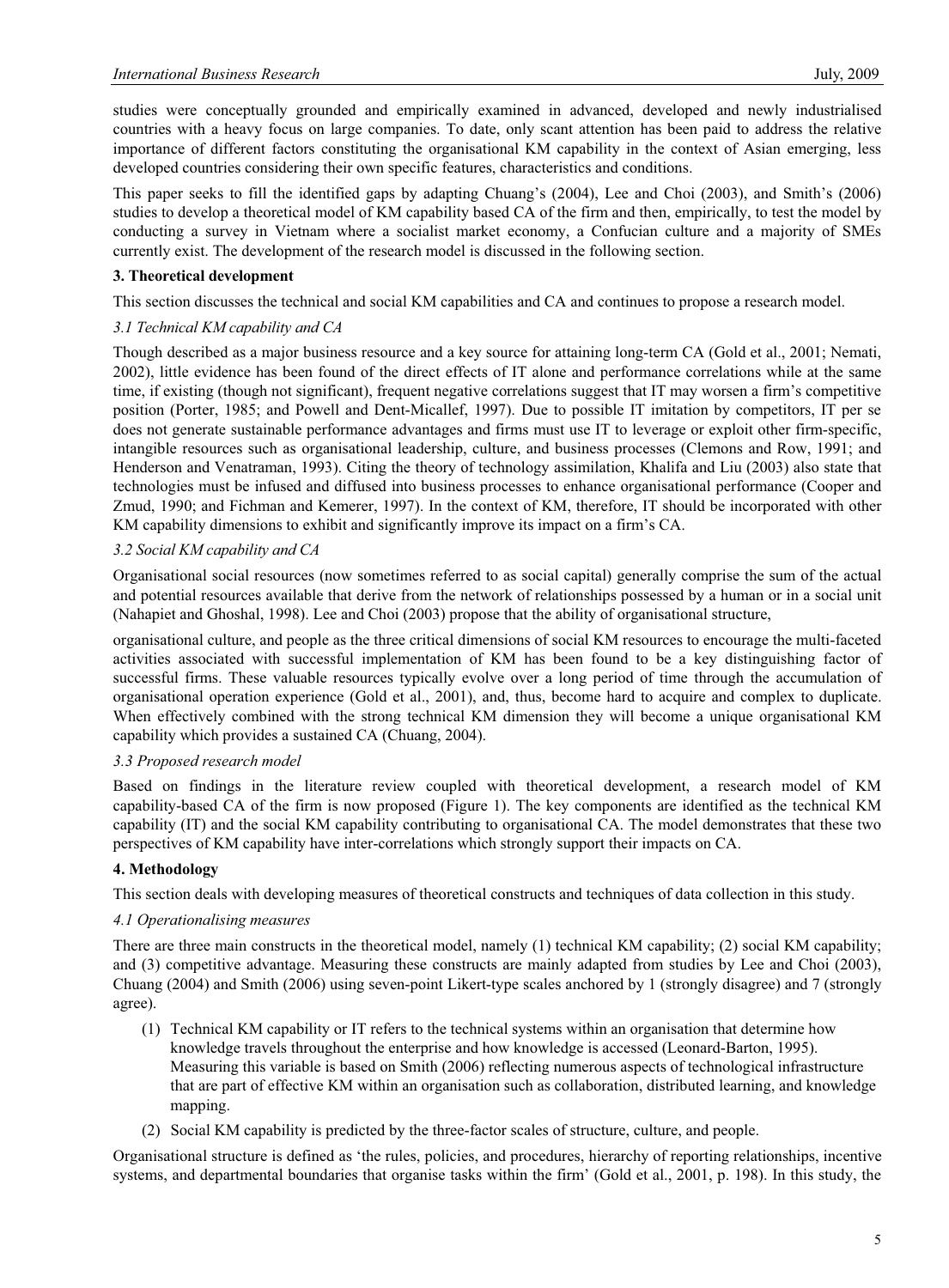studies were conceptually grounded and empirically examined in advanced, developed and newly industrialised countries with a heavy focus on large companies. To date, only scant attention has been paid to address the relative importance of different factors constituting the organisational KM capability in the context of Asian emerging, less developed countries considering their own specific features, characteristics and conditions.

This paper seeks to fill the identified gaps by adapting Chuang's (2004), Lee and Choi (2003), and Smith's (2006) studies to develop a theoretical model of KM capability based CA of the firm and then, empirically, to test the model by conducting a survey in Vietnam where a socialist market economy, a Confucian culture and a majority of SMEs currently exist. The development of the research model is discussed in the following section.

## 3. Theoretical development

This section discusses the technical and social KM capabilities and CA and continues to propose a research model.

### *3.1 Technical KM capability and CA*

Though described as a major business resource and a key source for attaining long-term CA (Gold et al., 2001; Nemati, 2002), little evidence has been found of the direct effects of IT alone and performance correlations while at the same time, if existing (though not significant), frequent negative correlations suggest that IT may worsen a firm's competitive position (Porter, 1985; and Powell and Dent-Micallef, 1997). Due to possible IT imitation by competitors, IT per se does not generate sustainable performance advantages and firms must use IT to leverage or exploit other firm-specific, intangible resources such as organisational leadership, culture, and business processes (Clemons and Row, 1991; and Henderson and Venatraman, 1993). Citing the theory of technology assimilation, Khalifa and Liu (2003) also state that technologies must be infused and diffused into business processes to enhance organisational performance (Cooper and Zmud, 1990; and Fichman and Kemerer, 1997). In the context of KM, therefore, IT should be incorporated with other KM capability dimensions to exhibit and significantly improve its impact on a firm's CA.

### *3.2 Social KM capability and CA*

Organisational social resources (now sometimes referred to as social capital) generally comprise the sum of the actual and potential resources available that derive from the network of relationships possessed by a human or in a social unit (Nahapiet and Ghoshal, 1998). Lee and Choi (2003) propose that the ability of organisational structure, organisational culture, and people as the three critical dimensions of social KM resources to encourage the multi-faceted activities associated with successful implementation of KM has been found to be a key distinguishing factor of successful firms. These valuable resources typically evolve over a long period of time through the accumulation of organisational operation experience (Gold et al., 2001), and, thus, become hard to acquire and complex to duplicate. When effectively combined with the strong technical KM dimension they will become a unique organisational KM capability which provides a sustained CA (Chuang, 2004).

### *3.3 Proposed research model*

Based on findings in the literature review coupled with theoretical development, a research model of KM capability-based CA of the firm is now proposed (Figure 1). The key components are identified as the technical KM capability (IT) and the social KM capability contributing to organisational CA. The model demonstrates that these two perspectives of KM capability have inter-correlations which strongly support their impacts on CA.

## 4. Methodology

This section deals with developing measures of theoretical constructs and techniques of data collection in this study.

### *4.1 Operationalising measures*

There are three main constructs in the theoretical model, namely (1) technical KM capability; (2) social KM capability; and (3) competitive advantage. Measuring these constructs are mainly adapted from studies by Lee and Choi (2003), Chuang (2004) and Smith (2006) using seven-point Likert-type scales anchored by 1 (strongly disagree) and 7 (strongly agree).

(1) Technical KM capability or IT refers to the technical systems within an organisation that determine how knowledge travels throughout the enterprise and how knowledge is accessed (Leonard-Barton, 1995). Measuring this variable is based on Smith (2006) reflecting numerous aspects of technological infrastructure that are part of effective KM within an organisation such as collaboration, distributed learning, and knowledge mapping.

(2) Social KM capability is predicted by the three-factor scales of structure, culture, and people.

Organisational structure is defined as 'the rules, policies, and procedures, hierarchy of reporting relationships, incentive systems, and departmental boundaries that organise tasks within the firm' (Gold et al., 2001, p. 198). In this study, the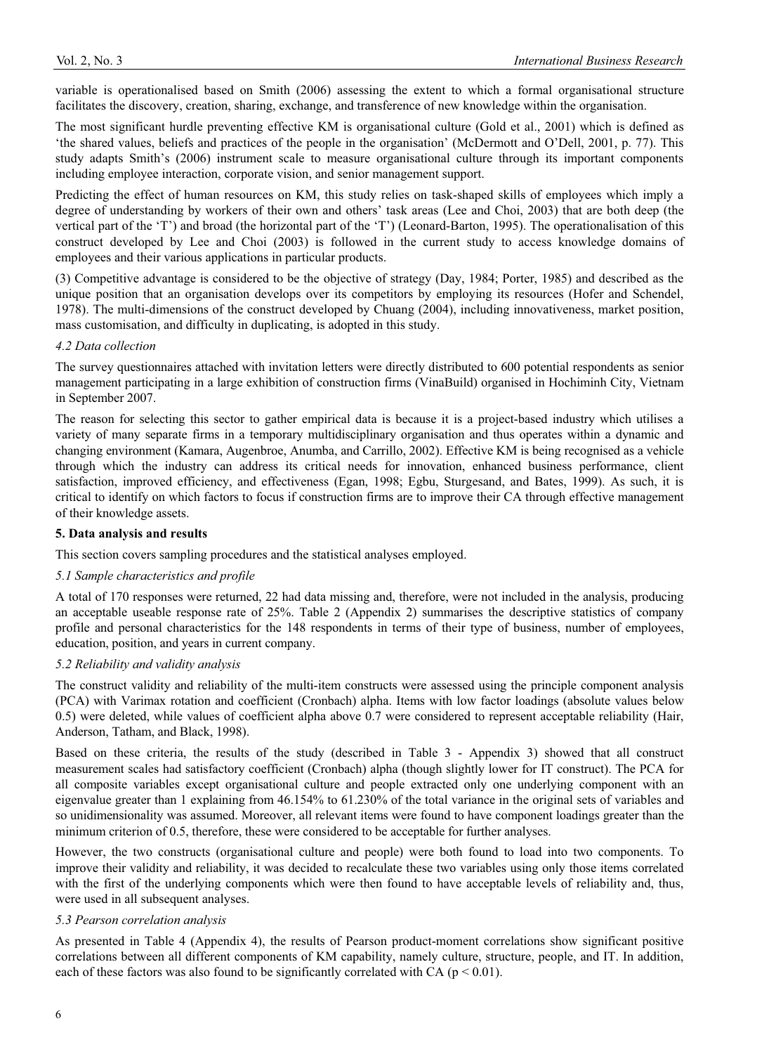variable is operationalised based on Smith (2006) assessing the extent to which a formal organisational structure facilitates the discovery, creation, sharing, exchange, and transference of new knowledge within the organisation.

The most significant hurdle preventing effective KM is organisational culture (Gold et al., 2001) which is defined as 'the shared values, beliefs and practices of the people in the organisation' (McDermott and O'Dell, 2001, p. 77). This study adapts Smith's (2006) instrument scale to measure organisational culture through its important components including employee interaction, corporate vision, and senior management support.

Predicting the effect of human resources on KM, this study relies on task-shaped skills of employees which imply a degree of understanding by workers of their own and others' task areas (Lee and Choi, 2003) that are both deep (the vertical part of the 'T') and broad (the horizontal part of the 'T') (Leonard-Barton, 1995). The operationalisation of this construct developed by Lee and Choi (2003) is followed in the current study to access knowledge domains of employees and their various applications in particular products.

(3) Competitive advantage is considered to be the objective of strategy (Day, 1984; Porter, 1985) and described as the unique position that an organisation develops over its competitors by employing its resources (Hofer and Schendel, 1978). The multi-dimensions of the construct developed by Chuang (2004), including innovativeness, market position, mass customisation, and difficulty in duplicating, is adopted in this study.

*4.2 Data collection*

The survey questionnaires attached with invitation letters were directly distributed to 600 potential respondents as senior management participating in a large exhibition of construction firms (VinaBuild) organised in Hochiminh City, Vietnam in September 2007.

The reason for selecting this sector to gather empirical data is because it is a project-based industry which utilises a variety of many separate firms in a temporary multidisciplinary organisation and thus operates within a dynamic and changing environment (Kamara, Augenbroe, Anumba, and Carrillo, 2002). Effective KM is being recognised as a vehicle through which the industry can address its critical needs for innovation, enhanced business performance, client satisfaction, improved efficiency, and effectiveness (Egan, 1998; Egbu, Sturgesand, and Bates, 1999). As such, it is critical to identify on which factors to focus if construction firms are to improve their CA through effective management of their knowledge assets.

## 5. Data analysis and results

This section covers sampling procedures and the statistical analyses employed.

*5.1 Sample characteristics and profile*

A total of 170 responses were returned, 22 had data missing and, therefore, were not included in the analysis, producing an acceptable useable response rate of 25%. Table 2 (Appendix 2) summarises the descriptive statistics of company profile and personal characteristics for the 148 respondents in terms of their type of business, number of employees, education, position, and years in current company.

*5.2 Reliability and validity analysis*

The construct validity and reliability of the multi-item constructs were assessed using the principle component analysis (PCA) with Varimax rotation and coefficient (Cronbach) alpha. Items with low factor loadings (absolute values below 0.5) were deleted, while values of coefficient alpha above 0.7 were considered to represent acceptable reliability (Hair, Anderson, Tatham, and Black, 1998).

Based on these criteria, the results of the study (described in Table 3 - Appendix 3) showed that all construct measurement scales had satisfactory coefficient (Cronbach) alpha (though slightly lower for IT construct). The PCA for all composite variables except organisational culture and people extracted only one underlying component with an eigenvalue greater than 1 explaining from 46.154% to 61.230% of the total variance in the original sets of variables and so unidimensionality was assumed. Moreover, all relevant items were found to have component loadings greater than the minimum criterion of 0.5, therefore, these were considered to be acceptable for further analyses.

However, the two constructs (organisational culture and people) were both found to load into two components. To improve their validity and reliability, it was decided to recalculate these two variables using only those items correlated with the first of the underlying components which were then found to have acceptable levels of reliability and, thus, were used in all subsequent analyses.

*5.3 Pearson correlation analysis*

As presented in Table 4 (Appendix 4), the results of Pearson product-moment correlations show significant positive correlations between all different components of KM capability, namely culture, structure, people, and IT. In addition, each of these factors was also found to be significantly correlated with CA ($p < 0.01$).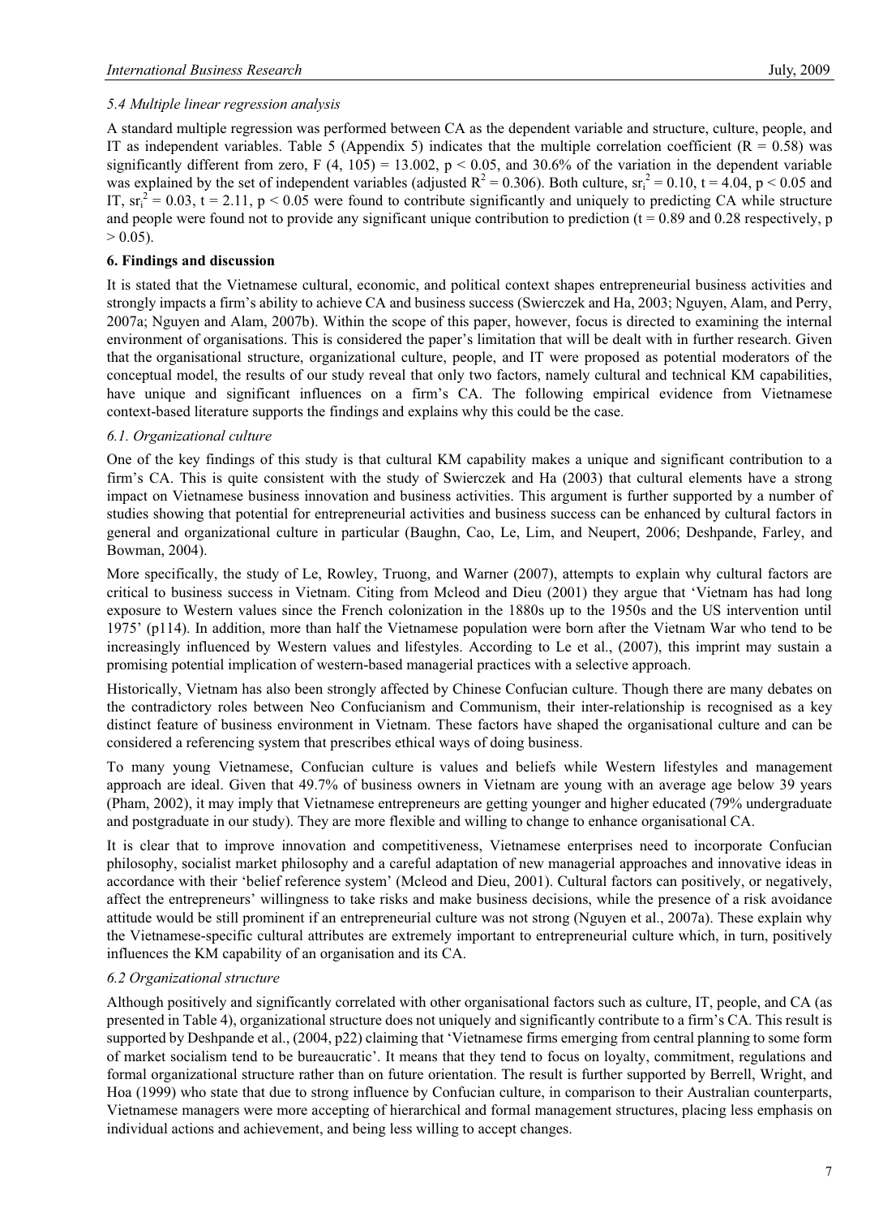### *5.4 Multiple linear regression analysis*

A standard multiple regression was performed between CA as the dependent variable and structure, culture, people, and IT as independent variables. Table 5 (Appendix 5) indicates that the multiple correlation coefficient ($R = 0.58$) was significantly different from zero, $F (4, 105) = 13.002$, $p < 0.05$, and 30.6% of the variation in the dependent variable was explained by the set of independent variables (adjusted $R^2 = 0.306$). Both culture, $sr_i^2 = 0.10$, $t = 4.04$, $p < 0.05$ and IT, $sr_i^2 = 0.03$, $t = 2.11$, $p < 0.05$ were found to contribute significantly and uniquely to predicting CA while structure and people were found not to provide any significant unique contribution to prediction ($t = 0.89$ and $0.28$ respectively, $p > 0.05$).

## 6. Findings and discussion

It is stated that the Vietnamese cultural, economic, and political context shapes entrepreneurial business activities and strongly impacts a firm's ability to achieve CA and business success (Swierczek and Ha, 2003; Nguyen, Alam, and Perry, 2007a; Nguyen and Alam, 2007b). Within the scope of this paper, however, focus is directed to examining the internal environment of organisations. This is considered the paper's limitation that will be dealt with in further research. Given that the organisational structure, organizational culture, people, and IT were proposed as potential moderators of the conceptual model, the results of our study reveal that only two factors, namely cultural and technical KM capabilities, have unique and significant influences on a firm's CA. The following empirical evidence from Vietnamese context-based literature supports the findings and explains why this could be the case.

### *6.1. Organizational culture*

One of the key findings of this study is that cultural KM capability makes a unique and significant contribution to a firm's CA. This is quite consistent with the study of Swierczek and Ha (2003) that cultural elements have a strong impact on Vietnamese business innovation and business activities. This argument is further supported by a number of studies showing that potential for entrepreneurial activities and business success can be enhanced by cultural factors in general and organizational culture in particular (Baughn, Cao, Le, Lim, and Neupert, 2006; Deshpande, Farley, and Bowman, 2004).

More specifically, the study of Le, Rowley, Truong, and Warner (2007), attempts to explain why cultural factors are critical to business success in Vietnam. Citing from Mcleod and Dieu (2001) they argue that 'Vietnam has had long exposure to Western values since the French colonization in the 1880s up to the 1950s and the US intervention until 1975' (p114). In addition, more than half the Vietnamese population were born after the Vietnam War who tend to be increasingly influenced by Western values and lifestyles. According to Le et al., (2007), this imprint may sustain a promising potential implication of western-based managerial practices with a selective approach.

Historically, Vietnam has also been strongly affected by Chinese Confucian culture. Though there are many debates on the contradictory roles between Neo Confucianism and Communism, their inter-relationship is recognised as a key distinct feature of business environment in Vietnam. These factors have shaped the organisational culture and can be considered a referencing system that prescribes ethical ways of doing business.

To many young Vietnamese, Confucian culture is values and beliefs while Western lifestyles and management approach are ideal. Given that 49.7% of business owners in Vietnam are young with an average age below 39 years (Pham, 2002), it may imply that Vietnamese entrepreneurs are getting younger and higher educated (79% undergraduate and postgraduate in our study). They are more flexible and willing to change to enhance organisational CA.

It is clear that to improve innovation and competitiveness, Vietnamese enterprises need to incorporate Confucian philosophy, socialist market philosophy and a careful adaptation of new managerial approaches and innovative ideas in accordance with their 'belief reference system' (Mcleod and Dieu, 2001). Cultural factors can positively, or negatively, affect the entrepreneurs' willingness to take risks and make business decisions, while the presence of a risk avoidance attitude would be still prominent if an entrepreneurial culture was not strong (Nguyen et al., 2007a). These explain why the Vietnamese-specific cultural attributes are extremely important to entrepreneurial culture which, in turn, positively influences the KM capability of an organisation and its CA.

### *6.2 Organizational structure*

Although positively and significantly correlated with other organisational factors such as culture, IT, people, and CA (as presented in Table 4), organizational structure does not uniquely and significantly contribute to a firm's CA. This result is supported by Deshpande et al., (2004, p22) claiming that 'Vietnamese firms emerging from central planning to some form of market socialism tend to be bureaucratic'. It means that they tend to focus on loyalty, commitment, regulations and formal organizational structure rather than on future orientation. The result is further supported by Berrell, Wright, and Hoa (1999) who state that due to strong influence by Confucian culture, in comparison to their Australian counterparts, Vietnamese managers were more accepting of hierarchical and formal management structures, placing less emphasis on individual actions and achievement, and being less willing to accept changes.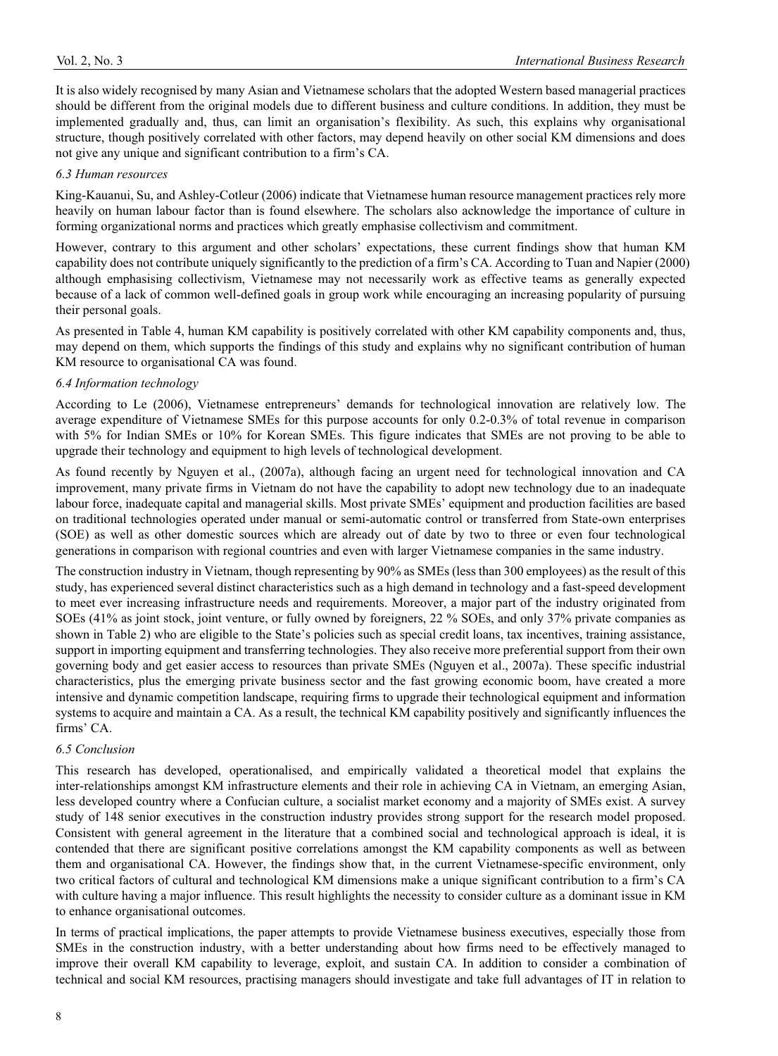It is also widely recognised by many Asian and Vietnamese scholars that the adopted Western based managerial practices should be different from the original models due to different business and culture conditions. In addition, they must be implemented gradually and, thus, can limit an organisation's flexibility. As such, this explains why organisational structure, though positively correlated with other factors, may depend heavily on other social KM dimensions and does not give any unique and significant contribution to a firm's CA.

### *6.3 Human resources*

King-Kauanui, Su, and Ashley-Cotleur (2006) indicate that Vietnamese human resource management practices rely more heavily on human labour factor than is found elsewhere. The scholars also acknowledge the importance of culture in forming organizational norms and practices which greatly emphasise collectivism and commitment.

However, contrary to this argument and other scholars' expectations, these current findings show that human KM capability does not contribute uniquely significantly to the prediction of a firm's CA. According to Tuan and Napier (2000) although emphasising collectivism, Vietnamese may not necessarily work as effective teams as generally expected because of a lack of common well-defined goals in group work while encouraging an increasing popularity of pursuing their personal goals.

As presented in Table 4, human KM capability is positively correlated with other KM capability components and, thus, may depend on them, which supports the findings of this study and explains why no significant contribution of human KM resource to organisational CA was found.

### *6.4 Information technology*

According to Le (2006), Vietnamese entrepreneurs' demands for technological innovation are relatively low. The average expenditure of Vietnamese SMEs for this purpose accounts for only 0.2-0.3% of total revenue in comparison with 5% for Indian SMEs or 10% for Korean SMEs. This figure indicates that SMEs are not proving to be able to upgrade their technology and equipment to high levels of technological development.

As found recently by Nguyen et al., (2007a), although facing an urgent need for technological innovation and CA improvement, many private firms in Vietnam do not have the capability to adopt new technology due to an inadequate labour force, inadequate capital and managerial skills. Most private SMEs' equipment and production facilities are based on traditional technologies operated under manual or semi-automatic control or transferred from State-own enterprises (SOE) as well as other domestic sources which are already out of date by two to three or even four technological generations in comparison with regional countries and even with larger Vietnamese companies in the same industry.

The construction industry in Vietnam, though representing by 90% as SMEs (less than 300 employees) as the result of this study, has experienced several distinct characteristics such as a high demand in technology and a fast-speed development to meet ever increasing infrastructure needs and requirements. Moreover, a major part of the industry originated from SOEs (41% as joint stock, joint venture, or fully owned by foreigners, 22 % SOEs, and only 37% private companies as shown in Table 2) who are eligible to the State's policies such as special credit loans, tax incentives, training assistance, support in importing equipment and transferring technologies. They also receive more preferential support from their own governing body and get easier access to resources than private SMEs (Nguyen et al., 2007a). These specific industrial characteristics, plus the emerging private business sector and the fast growing economic boom, have created a more intensive and dynamic competition landscape, requiring firms to upgrade their technological equipment and information systems to acquire and maintain a CA. As a result, the technical KM capability positively and significantly influences the firms' CA.

### *6.5 Conclusion*

This research has developed, operationalised, and empirically validated a theoretical model that explains the inter-relationships amongst KM infrastructure elements and their role in achieving CA in Vietnam, an emerging Asian, less developed country where a Confucian culture, a socialist market economy and a majority of SMEs exist. A survey study of 148 senior executives in the construction industry provides strong support for the research model proposed. Consistent with general agreement in the literature that a combined social and technological approach is ideal, it is contended that there are significant positive correlations amongst the KM capability components as well as between them and organisational CA. However, the findings show that, in the current Vietnamese-specific environment, only two critical factors of cultural and technological KM dimensions make a unique significant contribution to a firm's CA with culture having a major influence. This result highlights the necessity to consider culture as a dominant issue in KM to enhance organisational outcomes.

In terms of practical implications, the paper attempts to provide Vietnamese business executives, especially those from SMEs in the construction industry, with a better understanding about how firms need to be effectively managed to improve their overall KM capability to leverage, exploit, and sustain CA. In addition to consider a combination of technical and social KM resources, practising managers should investigate and take full advantages of IT in relation to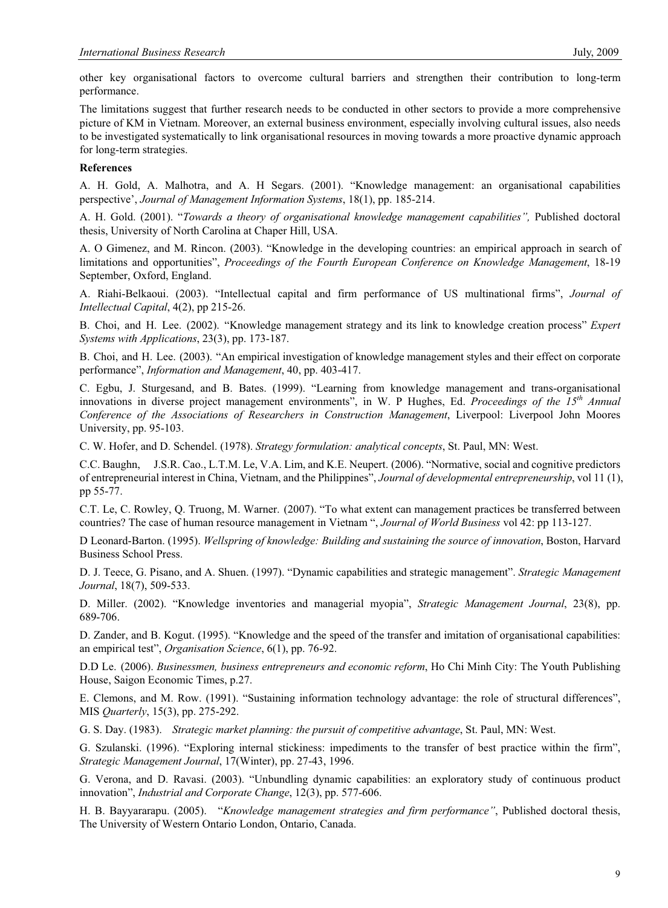other key organisational factors to overcome cultural barriers and strengthen their contribution to long-term performance.

The limitations suggest that further research needs to be conducted in other sectors to provide a more comprehensive picture of KM in Vietnam. Moreover, an external business environment, especially involving cultural issues, also needs to be investigated systematically to link organisational resources in moving towards a more proactive dynamic approach for long-term strategies.

**References**

A. H. Gold, A. Malhotra, and A. H Segars. (2001). "Knowledge management: an organisational capabilities perspective', *Journal of Management Information Systems*, 18(1), pp. 185-214.

A. H. Gold. (2001). "*Towards a theory of organisational knowledge management capabilities",* Published doctoral thesis, University of North Carolina at Chaper Hill, USA.

A. O Gimenez, and M. Rincon. (2003). "Knowledge in the developing countries: an empirical approach in search of limitations and opportunities", *Proceedings of the Fourth European Conference on Knowledge Management*, 18-19 September, Oxford, England.

A. Riahi-Belkaoui. (2003). "Intellectual capital and firm performance of US multinational firms", *Journal of Intellectual Capital*, 4(2), pp 215-26.

B. Choi, and H. Lee. (2002). "Knowledge management strategy and its link to knowledge creation process" *Expert Systems with Applications*, 23(3), pp. 173-187.

B. Choi, and H. Lee. (2003). "An empirical investigation of knowledge management styles and their effect on corporate performance", *Information and Management*, 40, pp. 403-417.

C. Egbu, J. Sturgesand, and B. Bates. (1999). "Learning from knowledge management and trans-organisational innovations in diverse project management environments", in W. P Hughes, Ed. *Proceedings of the 15th Annual Conference of the Associations of Researchers in Construction Management*, Liverpool: Liverpool John Moores University, pp. 95-103.

C. W. Hofer, and D. Schendel. (1978). *Strategy formulation: analytical concepts*, St. Paul, MN: West.

C.C. Baughn, J.S.R. Cao., L.T.M. Le, V.A. Lim, and K.E. Neupert. (2006). "Normative, social and cognitive predictors of entrepreneurial interest in China, Vietnam, and the Philippines", *Journal of developmental entrepreneurship*, vol 11 (1), pp 55-77.

C.T. Le, C. Rowley, Q. Truong, M. Warner. (2007). "To what extent can management practices be transferred between countries? The case of human resource management in Vietnam ", *Journal of World Business* vol 42: pp 113-127.

D Leonard-Barton. (1995). *Wellspring of knowledge: Building and sustaining the source of innovation*, Boston, Harvard Business School Press.

D. J. Teece, G. Pisano, and A. Shuen. (1997). "Dynamic capabilities and strategic management". *Strategic Management Journal*, 18(7), 509-533.

D. Miller. (2002). "Knowledge inventories and managerial myopia", *Strategic Management Journal*, 23(8), pp. 689-706.

D. Zander, and B. Kogut. (1995). "Knowledge and the speed of the transfer and imitation of organisational capabilities: an empirical test", *Organisation Science*, 6(1), pp. 76-92.

D.D Le. (2006). *Businessmen, business entrepreneurs and economic reform*, Ho Chi Minh City: The Youth Publishing House, Saigon Economic Times, p.27.

E. Clemons, and M. Row. (1991). "Sustaining information technology advantage: the role of structural differences", MIS *Quarterly*, 15(3), pp. 275-292.

G. S. Day. (1983). *Strategic market planning: the pursuit of competitive advantage*, St. Paul, MN: West.

G. Szulanski. (1996). "Exploring internal stickiness: impediments to the transfer of best practice within the firm", *Strategic Management Journal*, 17(Winter), pp. 27-43, 1996.

G. Verona, and D. Ravasi. (2003). "Unbundling dynamic capabilities: an exploratory study of continuous product innovation", *Industrial and Corporate Change*, 12(3), pp. 577-606.

H. B. Bayyararapu. (2005). "*Knowledge management strategies and firm performance"*, Published doctoral thesis, The University of Western Ontario London, Ontario, Canada.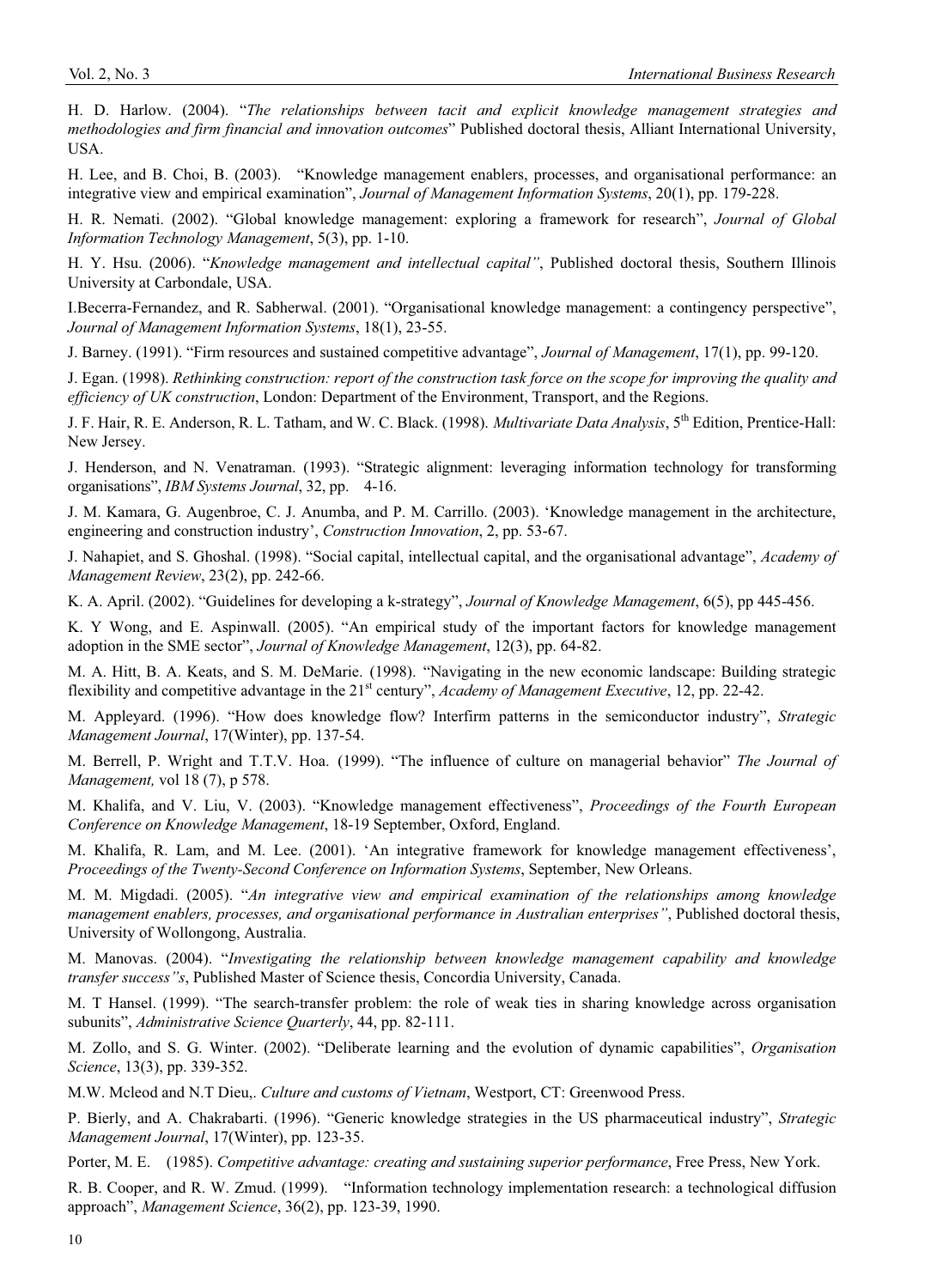H. D. Harlow. (2004). "*The relationships between tacit and explicit knowledge management strategies and methodologies and firm financial and innovation outcomes*" Published doctoral thesis, Alliant International University, USA.

H. Lee, and B. Choi, B. (2003). "Knowledge management enablers, processes, and organisational performance: an integrative view and empirical examination", *Journal of Management Information Systems*, 20(1), pp. 179-228.

H. R. Nemati. (2002). "Global knowledge management: exploring a framework for research", *Journal of Global Information Technology Management*, 5(3), pp. 1-10.

H. Y. Hsu. (2006). "*Knowledge management and intellectual capital"*, Published doctoral thesis, Southern Illinois University at Carbondale, USA.

I.Becerra-Fernandez, and R. Sabherwal. (2001). "Organisational knowledge management: a contingency perspective", *Journal of Management Information Systems*, 18(1), 23-55.

J. Barney. (1991). "Firm resources and sustained competitive advantage", *Journal of Management*, 17(1), pp. 99-120.

J. Egan. (1998). *Rethinking construction: report of the construction task force on the scope for improving the quality and efficiency of UK construction*, London: Department of the Environment, Transport, and the Regions.

J. F. Hair, R. E. Anderson, R. L. Tatham, and W. C. Black. (1998). *Multivariate Data Analysis*, 5th Edition, Prentice-Hall: New Jersey.

J. Henderson, and N. Venatraman. (1993). "Strategic alignment: leveraging information technology for transforming organisations", *IBM Systems Journal*, 32, pp. 4-16.

J. M. Kamara, G. Augenbroe, C. J. Anumba, and P. M. Carrillo. (2003). 'Knowledge management in the architecture, engineering and construction industry', *Construction Innovation*, 2, pp. 53-67.

J. Nahapiet, and S. Ghoshal. (1998). "Social capital, intellectual capital, and the organisational advantage", *Academy of Management Review*, 23(2), pp. 242-66.

K. A. April. (2002). "Guidelines for developing a k-strategy", *Journal of Knowledge Management*, 6(5), pp 445-456.

K. Y Wong, and E. Aspinwall. (2005). "An empirical study of the important factors for knowledge management adoption in the SME sector", *Journal of Knowledge Management*, 12(3), pp. 64-82.

M. A. Hitt, B. A. Keats, and S. M. DeMarie. (1998). "Navigating in the new economic landscape: Building strategic flexibility and competitive advantage in the 21st century", *Academy of Management Executive*, 12, pp. 22-42.

M. Appleyard. (1996). "How does knowledge flow? Interfirm patterns in the semiconductor industry", *Strategic Management Journal*, 17(Winter), pp. 137-54.

M. Berrell, P. Wright and T.T.V. Hoa. (1999). "The influence of culture on managerial behavior" *The Journal of Management,* vol 18 (7), p 578.

M. Khalifa, and V. Liu, V. (2003). "Knowledge management effectiveness", *Proceedings of the Fourth European Conference on Knowledge Management*, 18-19 September, Oxford, England.

M. Khalifa, R. Lam, and M. Lee. (2001). 'An integrative framework for knowledge management effectiveness', *Proceedings of the Twenty-Second Conference on Information Systems*, September, New Orleans.

M. M. Migdadi. (2005). "*An integrative view and empirical examination of the relationships among knowledge management enablers, processes, and organisational performance in Australian enterprises"*, Published doctoral thesis, University of Wollongong, Australia.

M. Manovas. (2004). "*Investigating the relationship between knowledge management capability and knowledge transfer success"s*, Published Master of Science thesis, Concordia University, Canada.

M. T Hansel. (1999). "The search-transfer problem: the role of weak ties in sharing knowledge across organisation subunits", *Administrative Science Quarterly*, 44, pp. 82-111.

M. Zollo, and S. G. Winter. (2002). "Deliberate learning and the evolution of dynamic capabilities", *Organisation Science*, 13(3), pp. 339-352.

M.W. Mcleod and N.T Dieu,. *Culture and customs of Vietnam*, Westport, CT: Greenwood Press.

P. Bierly, and A. Chakrabarti. (1996). "Generic knowledge strategies in the US pharmaceutical industry", *Strategic Management Journal*, 17(Winter), pp. 123-35.

Porter, M. E. (1985). *Competitive advantage: creating and sustaining superior performance*, Free Press, New York.

R. B. Cooper, and R. W. Zmud. (1999). "Information technology implementation research: a technological diffusion approach", *Management Science*, 36(2), pp. 123-39, 1990.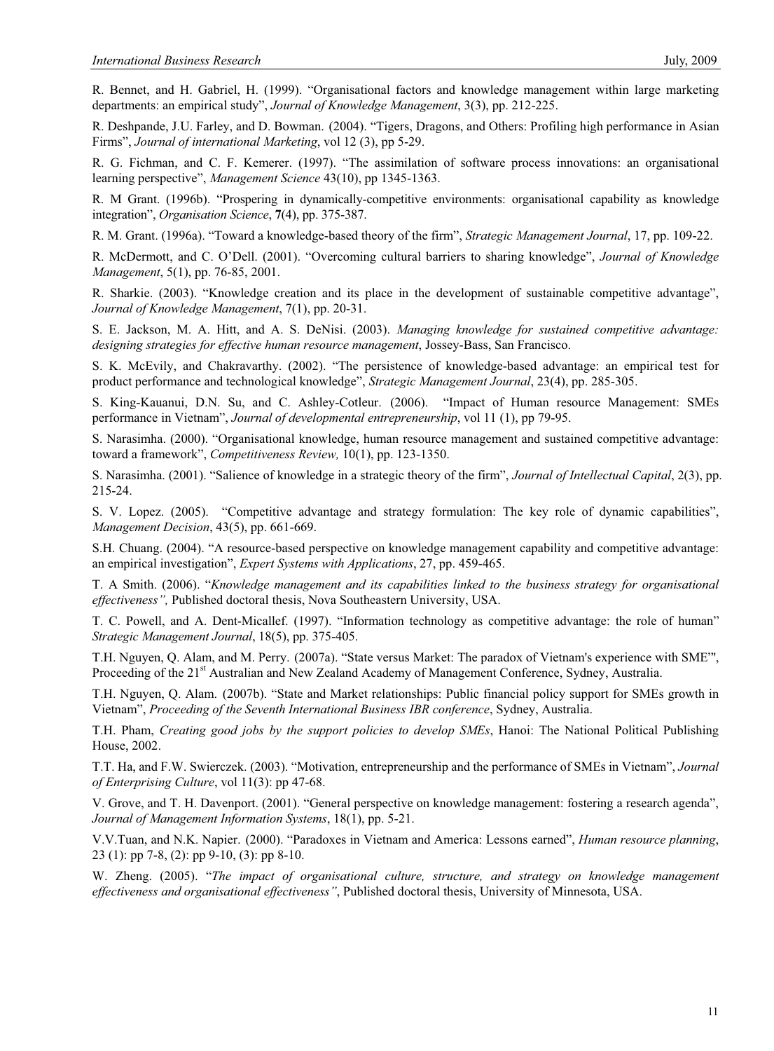R. Bennet, and H. Gabriel, H. (1999). "Organisational factors and knowledge management within large marketing departments: an empirical study", *Journal of Knowledge Management*, 3(3), pp. 212-225.

R. Deshpande, J.U. Farley, and D. Bowman. (2004). "Tigers, Dragons, and Others: Profiling high performance in Asian Firms", *Journal of international Marketing*, vol 12 (3), pp 5-29.

R. G. Fichman, and C. F. Kemerer. (1997). "The assimilation of software process innovations: an organisational learning perspective", *Management Science* 43(10), pp 1345-1363.

R. M Grant. (1996b). "Prospering in dynamically-competitive environments: organisational capability as knowledge integration", *Organisation Science*, **7**(4), pp. 375-387.

R. M. Grant. (1996a). "Toward a knowledge-based theory of the firm", *Strategic Management Journal*, 17, pp. 109-22.

R. McDermott, and C. O'Dell. (2001). "Overcoming cultural barriers to sharing knowledge", *Journal of Knowledge Management*, 5(1), pp. 76-85, 2001.

R. Sharkie. (2003). "Knowledge creation and its place in the development of sustainable competitive advantage", *Journal of Knowledge Management*, 7(1), pp. 20-31.

S. E. Jackson, M. A. Hitt, and A. S. DeNisi. (2003). *Managing knowledge for sustained competitive advantage: designing strategies for effective human resource management*, Jossey-Bass, San Francisco.

S. K. McEvily, and Chakravarthy. (2002). "The persistence of knowledge-based advantage: an empirical test for product performance and technological knowledge", *Strategic Management Journal*, 23(4), pp. 285-305.

S. King-Kauanui, D.N. Su, and C. Ashley-Cotleur. (2006). "Impact of Human resource Management: SMEs performance in Vietnam", *Journal of developmental entrepreneurship*, vol 11 (1), pp 79-95.

S. Narasimha. (2000). "Organisational knowledge, human resource management and sustained competitive advantage: toward a framework", *Competitiveness Review,* 10(1), pp. 123-1350.

S. Narasimha. (2001). "Salience of knowledge in a strategic theory of the firm", *Journal of Intellectual Capital*, 2(3), pp. 215-24.

S. V. Lopez. (2005). "Competitive advantage and strategy formulation: The key role of dynamic capabilities", *Management Decision*, 43(5), pp. 661-669.

S.H. Chuang. (2004). "A resource-based perspective on knowledge management capability and competitive advantage: an empirical investigation", *Expert Systems with Applications*, 27, pp. 459-465.

T. A Smith. (2006). "*Knowledge management and its capabilities linked to the business strategy for organisational effectiveness",* Published doctoral thesis, Nova Southeastern University, USA.

T. C. Powell, and A. Dent-Micallef. (1997). "Information technology as competitive advantage: the role of human" *Strategic Management Journal*, 18(5), pp. 375-405.

T.H. Nguyen, Q. Alam, and M. Perry. (2007a). "State versus Market: The paradox of Vietnam's experience with SME'", Proceeding of the 21st Australian and New Zealand Academy of Management Conference, Sydney, Australia.

T.H. Nguyen, Q. Alam. (2007b). "State and Market relationships: Public financial policy support for SMEs growth in Vietnam", *Proceeding of the Seventh International Business IBR conference*, Sydney, Australia.

T.H. Pham, *Creating good jobs by the support policies to develop SMEs*, Hanoi: The National Political Publishing House, 2002.

T.T. Ha, and F.W. Swierczek. (2003). "Motivation, entrepreneurship and the performance of SMEs in Vietnam", *Journal of Enterprising Culture*, vol 11(3): pp 47-68.

V. Grove, and T. H. Davenport. (2001). "General perspective on knowledge management: fostering a research agenda", *Journal of Management Information Systems*, 18(1), pp. 5-21.

V.V.Tuan, and N.K. Napier. (2000). "Paradoxes in Vietnam and America: Lessons earned", *Human resource planning*, 23 (1): pp 7-8, (2): pp 9-10, (3): pp 8-10.

W. Zheng. (2005). "*The impact of organisational culture, structure, and strategy on knowledge management effectiveness and organisational effectiveness"*, Published doctoral thesis, University of Minnesota, USA.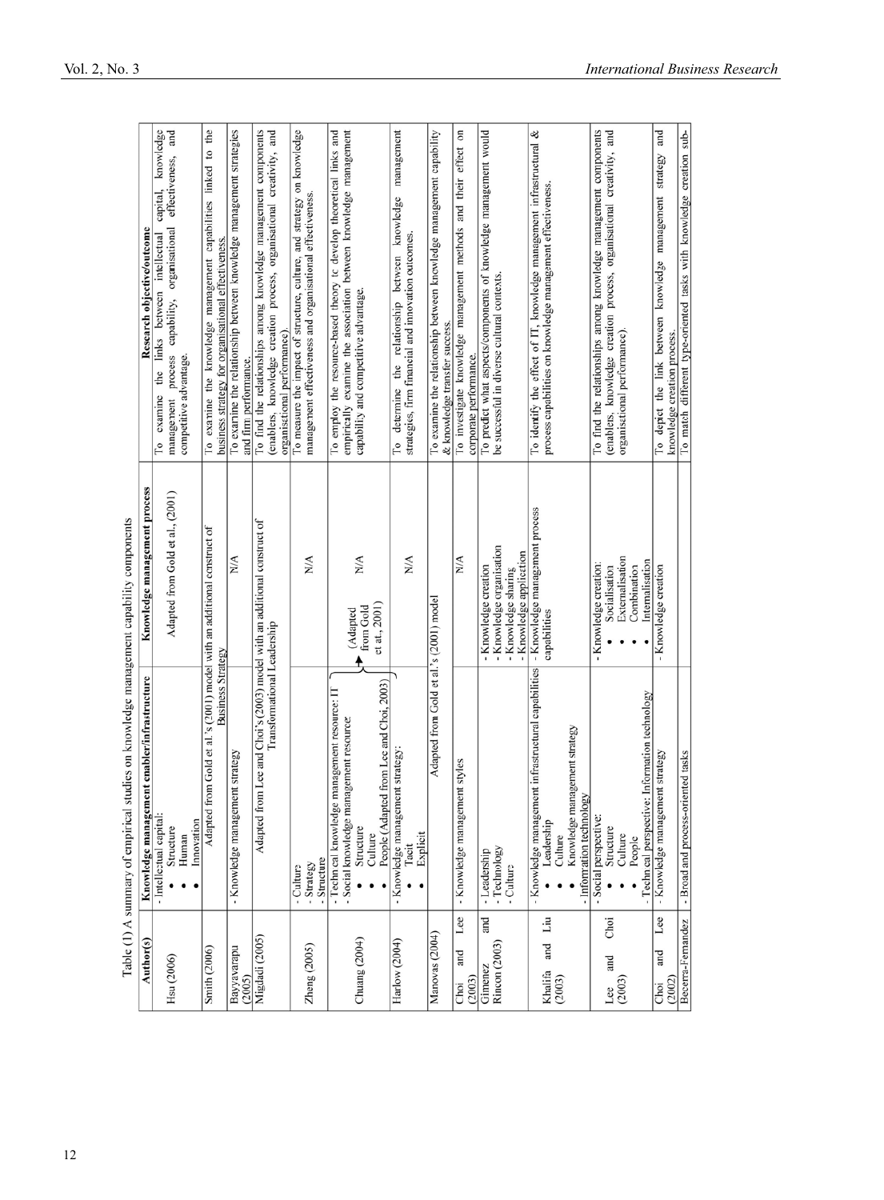Table (1) A summary of empirical studies on knowledge management capability components

| Author(s) | Knowledge management enabler/infrastructure | Knowledge management process | Research objective/outcome |
|---|---|---|---|
| Hsu (2006) | - Intellectual capital:<br>• Structure<br>• Human<br>• Innovation | Adapted from Gold et al., (2001) | To examine the links between intellectual capital, knowledge management process capability, organisational effectiveness, and competitive advantage. |
| Smith (2006) | Adapted from Gold et al.'s (2001) model with an additional construct of Business Strategy | | To examine the knowledge management capabilities linked to the business strategy for organisational effectiveness. |
| Bayyavarapu (2005) | - Knowledge management strategy | N/A | To examine the relationship between knowledge management strategies and firm performance. |
| Migdadi (2005) | Adapted from Lee and Choi's (2003) model with an additional construct of Transformational Leadership | | To find the relationships among knowledge management components (enablers, knowledge creation process, organisational creativity, and organisational performance). |
| Zheng (2005) | - Culture<br>- Strategy<br>- Structure | N/A | To measure the impact of structure, culture, and strategy on knowledge management effectiveness and organisational effectiveness. |
| Chuang (2004) | - Technical knowledge management resource: IT<br>- Social knowledge management resource:<br>• Structure<br>• Culture<br>• People (Adapted from Lee and Choi, 2003) | (Adapted from Gold et al., 2001) N/A | To employ the resource-based theory to develop theoretical links and empirically examine the association between knowledge management capability and competitive advantage. |
| Harlow (2004) | - Knowledge management strategy:<br>• Tacit<br>• Explicit | N/A | To determine the relationship between knowledge management strategies, firm financial and innovation outcomes. |
| Manovas (2004) | Adapted from Gold et al.'s (2001) model | | To examine the relationship between knowledge management capability & knowledge transfer success. |
| Choi and Lee (2003) | - Knowledge management styles | N/A | To investigate knowledge management methods and their effect on corporate performance. |
| Gimenez and Rincon (2003) | - Leadership<br>- Technology<br>- Culture | - Knowledge creation<br>- Knowledge organisation<br>- Knowledge sharing<br>- Knowledge application | To predict what aspects/components of knowledge management would be successful in diverse cultural contexts. |
| Khalifa and Liu (2003) | - Knowledge management infrastructural capabilities<br>• Leadership<br>• Culture<br>• Knowledge management strategy<br>- Information technology | - Knowledge management process capabilities | To identify the effect of IT, knowledge management infrastructural & process capabilities on knowledge management effectiveness. |
| Lee and Choi (2003) | - Social perspective:<br>• Structure<br>• Culture<br>• People<br>- Technical perspective: Information technology | - Knowledge creation:<br>• Socialisation<br>• Externalisation<br>• Combination<br>• Internalisation | To find the relationships among knowledge management components (enablers, knowledge creation process, organisational creativity, and organisational performance). |
| Choi and Lee (2002) | - Knowledge management strategy | - Knowledge creation | To depict the link between knowledge management strategy and knowledge creation process. |
| Becerra-Fernandez | - Broad and process-oriented tasks | | To match different type-oriented tasks with knowledge creation sub- |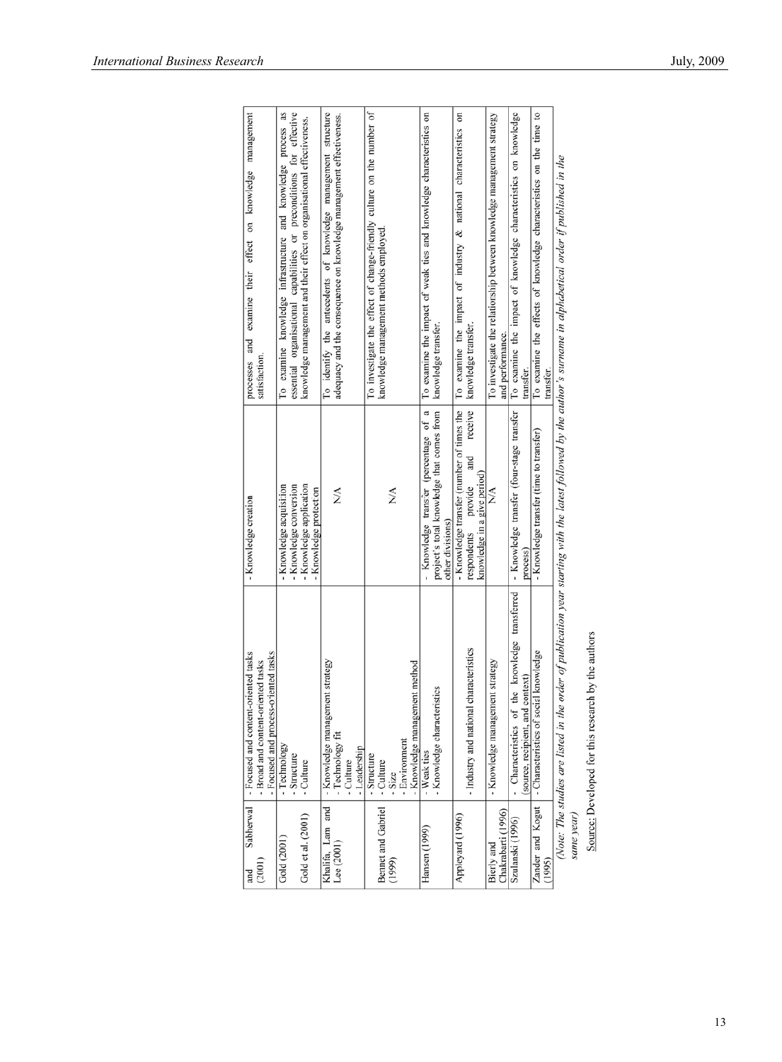| | | | |
|---|---|---|---|
| and Sabherwal (2001) | - Focused and content-oriented tasks<br>- Broad and content-oriented tasks<br>- Focused and process-oriented tasks | - Knowledge creation | processes and examine their effect on knowledge management satisfaction. |
| Gold (2001)<br><br>Gold et al. (2001) | - Technology<br>- Structure<br>- Culture | - Knowledge acquisition<br>- Knowledge conversion<br>- Knowledge application<br>- Knowledge protection | To examine knowledge infrastructure and knowledge process as essential organisational capabilities or preconditions for effective knowledge management and their effect on organisational effectiveness. |
| Khalifa, Lam and Lee (2001) | - Knowledge management strategy<br>- Technology fit<br>- Culture<br>- Leadership | N/A | To identify the antecedents of knowledge management structure adequacy and the consequence on knowledge management effectiveness. |
| Bennet and Gabriel (1999) | - Structure<br>- Culture<br>- Size<br>- Environment<br>- Knowledge management method | N/A | To investigate the effect of change-friendly culture on the number of knowledge management methods employed. |
| Hansen (1999) | - Weak ties<br>- Knowledge characteristics | - Knowledge transfer (percentage of a project's total knowledge that comes from other divisions) | To examine the impact of weak ties and knowledge characteristics on knowledge transfer. |
| Appleyard (1996) | - Industry and national characteristics | - Knowledge transfer (number of times the respondents provide and receive knowledge in a give period) | To examine the impact of industry & national characteristics on knowledge transfer. |
| Bierly and Chakrabarti (1996) | - Knowledge management strategy | N/A | To investigate the relationship between knowledge management strategy and performance. |
| Szulanski (1996) | - Characteristics of the knowledge transferred (source, recipient, and context) | - Knowledge transfer (four-stage transfer process) | To examine the impact of knowledge characteristics on knowledge transfer. |
| Zander and Kogut (1995) | - Characteristics of social knowledge | - Knowledge transfer (time to transfer) | To examine the effects of knowledge characteristics on the time to transfer. |

*(Note: The studies are listed in the order of publication year starting with the latest followed by the author's surname in alphabetical order if published in the same year)*

Source: Developed for this research by the authors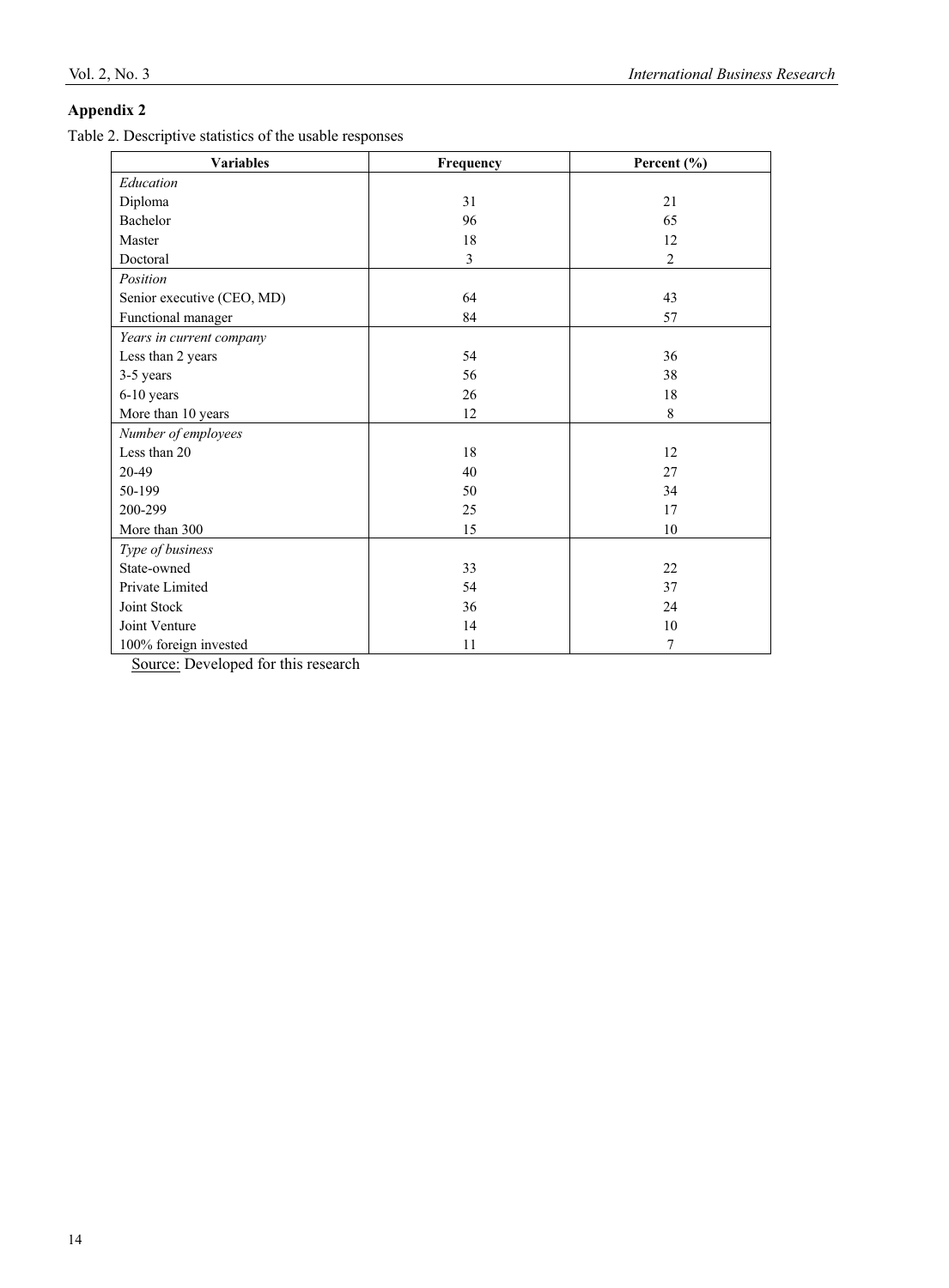## Appendix 2

Table 2. Descriptive statistics of the usable responses

| Variables | Frequency | Percent (%) |
|---|---|---|
| *Education* | | |
| Diploma | 31 | 21 |
| Bachelor | 96 | 65 |
| Master | 18 | 12 |
| Doctoral | 3 | 2 |
| *Position* | | |
| Senior executive (CEO, MD) | 64 | 43 |
| Functional manager | 84 | 57 |
| *Years in current company* | | |
| Less than 2 years | 54 | 36 |
| 3-5 years | 56 | 38 |
| 6-10 years | 26 | 18 |
| More than 10 years | 12 | 8 |
| *Number of employees* | | |
| Less than 20 | 18 | 12 |
| 20-49 | 40 | 27 |
| 50-199 | 50 | 34 |
| 200-299 | 25 | 17 |
| More than 300 | 15 | 10 |
| *Type of business* | | |
| State-owned | 33 | 22 |
| Private Limited | 54 | 37 |
| Joint Stock | 36 | 24 |
| Joint Venture | 14 | 10 |
| 100% foreign invested | 11 | 7 |

Source: Developed for this research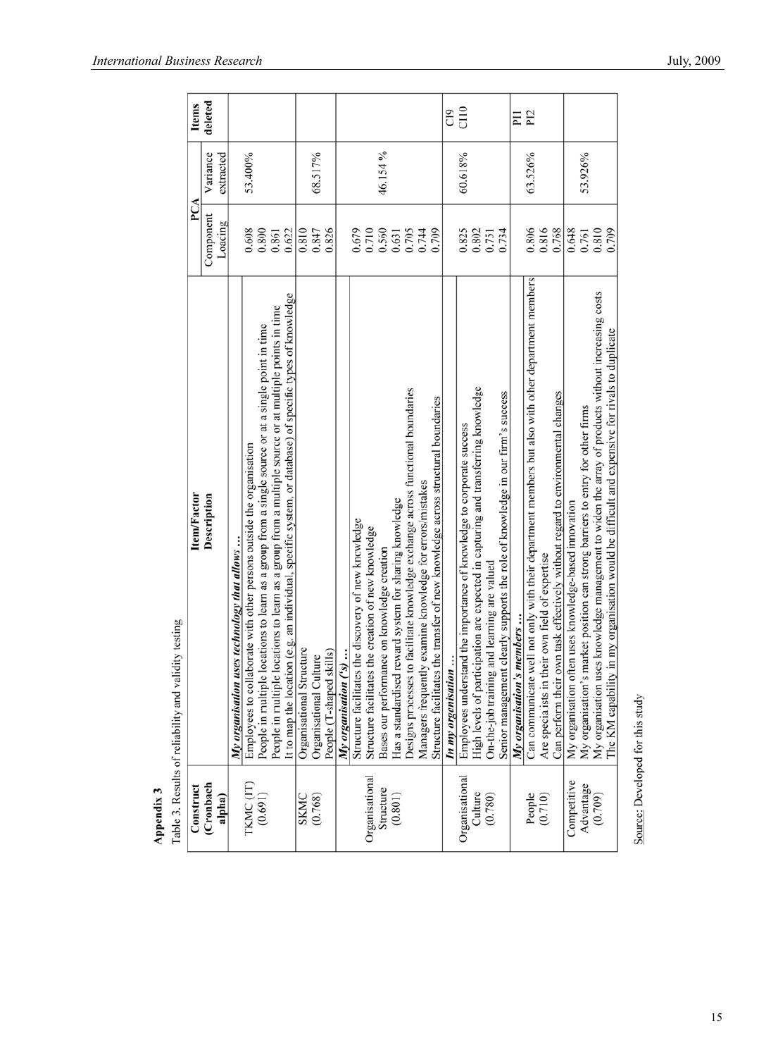**Appendix 3**

Table 3. Results of reliability and validity testing

| Construct (Cronbach alpha) | Item/Factor Description | PCA | | Items deleted |
|---|---|---|---|---|
| | | Component Loacing | Variance extracted | |
| | ***My organisation uses technology that allows …*** | | | |
| TKMC (IT) (0.691) | Employees to collaborate with other persons outside the organisation | 0.608 | 53.400% | |
| | People in multiple locations to learn as a group from a single source or at a single point in time | 0.800 | | |
| | People in multiple locations to learn as a group from a multiple source or at multiple points in time | 0.861 | | |
| | It to map the location (e.g. an individual, specific system, or database) of specific types of knowledge | 0.622 | | |
| SKMC (0.768) | Organisational Structure | 0.810 | 68.517% | |
| | Organisational Culture | 0.847 | | |
| | People (T-shaped skills) | 0.826 | | |
| | ***My organisation ('s) …*** | | | |
| Organisational Structure (0.801) | Structure facilitates the discovery of new knowledge | 0.679 | 46.154 % | |
| | Structure facilitates the creation of new knowledge | 0.710 | | |
| | Bases our performance on knowledge creation | 0.560 | | |
| | Has a standardised reward system for sharing knowledge | 0.631 | | |
| | Designs processes to facilitate knowledge exchange across functional boundaries | 0.705 | | |
| | Managers frequently examine knowledge for errors/mistakes | 0.744 | | |
| | Structure facilitates the transfer of new knowledge across structural boundaries | 0.709 | | |
| | ***In my organisation …*** | | | |
| Organisational Culture (0.780) | Employees understand the importance of knowledge to corporate success | 0.825 | 60.618% | CI9 CI10 |
| | High levels of participation are expected in capturing and transferring knowledge | 0.802 | | |
| | On-the-job training and learning are valued | 0.751 | | |
| | Senior management clearly supports the role of knowledge in our firm's success | 0.734 | | |
| | ***My organisation's members …*** | | | |
| People (0.710) | Can communicate well not only with their department members but also with other department members | 0.806 | 63.526% | PI1 PI2 |
| | Are specialists in their own field of expertise | 0.816 | | |
| | Can perform their own task effectively without regard to environmental changes | 0.768 | | |
| Competitive Advantage (0.709) | My organisation often uses knowledge-based innovation | 0.648 | 53.926% | |
| | My organisation's market position can strong barriers to entry for other firms | 0.761 | | |
| | My organisation uses knowledge management to widen the array of products without increasing costs | 0.810 | | |
| | The KM capability in my organisation would be difficult and expensive for rivals to duplicate | 0.709 | | |

Source: Developed for this study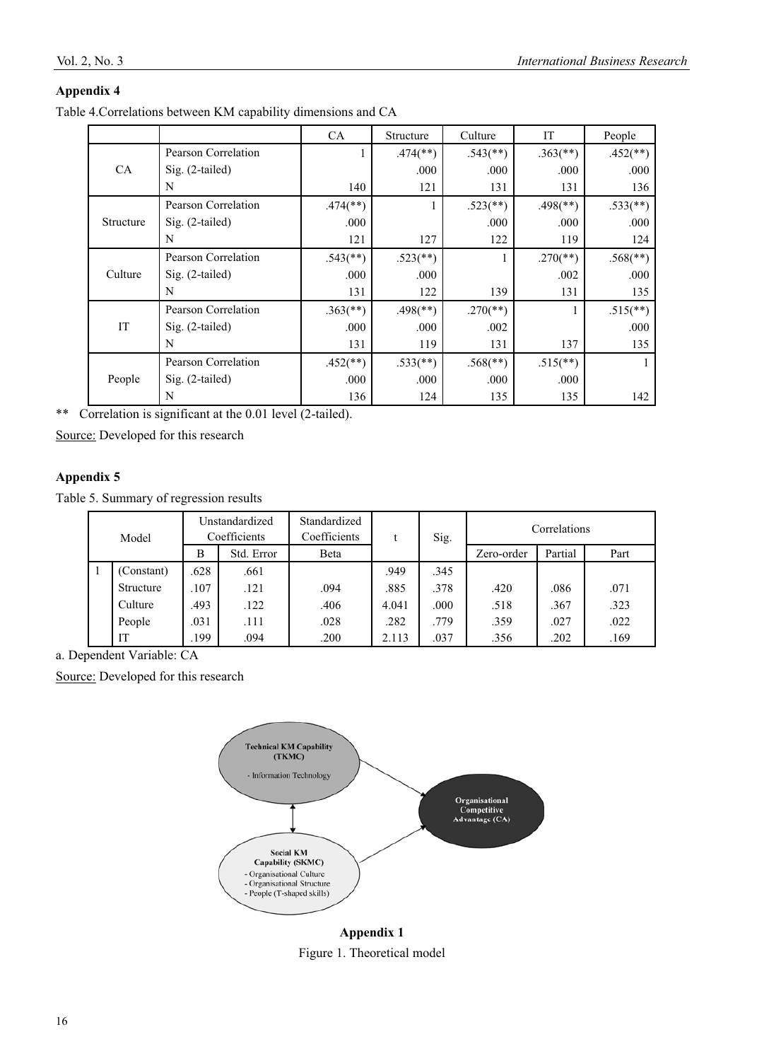## Appendix 4

Table 4.Correlations between KM capability dimensions and CA

| | | CA | Structure | Culture | IT | People |
|---|---|---|---|---|---|---|
| CA | Pearson Correlation | 1 | .474(**) | .543(**) | .363(**) | .452(**) |
| | Sig. (2-tailed) | | .000 | .000 | .000 | .000 |
| | N | 140 | 121 | 131 | 131 | 136 |
| Structure | Pearson Correlation | .474(**) | 1 | .523(**) | .498(**) | .533(**) |
| | Sig. (2-tailed) | .000 | | .000 | .000 | .000 |
| | N | 121 | 127 | 122 | 119 | 124 |
| Culture | Pearson Correlation | .543(**) | .523(**) | 1 | .270(**) | .568(**) |
| | Sig. (2-tailed) | .000 | .000 | | .002 | .000 |
| | N | 131 | 122 | 139 | 131 | 135 |
| IT | Pearson Correlation | .363(**) | .498(**) | .270(**) | 1 | .515(**) |
| | Sig. (2-tailed) | .000 | .000 | .002 | | .000 |
| | N | 131 | 119 | 131 | 137 | 135 |
| People | Pearson Correlation | .452(**) | .533(**) | .568(**) | .515(**) | 1 |
| | Sig. (2-tailed) | .000 | .000 | .000 | .000 | |
| | N | 136 | 124 | 135 | 135 | 142 |

** Correlation is significant at the 0.01 level (2-tailed).

Source: Developed for this research

## Appendix 5

Table 5. Summary of regression results

| Model | | Unstandardized Coefficients | | Standardized Coefficients | t | Sig. | Correlations | | |
|---|---|---|---|---|---|---|---|---|---|
| | | B | Std. Error | Beta | | | Zero-order | Partial | Part |
| 1 | (Constant) | .628 | .661 | | .949 | .345 | | | |
| | Structure | .107 | .121 | .094 | .885 | .378 | .420 | .086 | .071 |
| | Culture | .493 | .122 | .406 | 4.041 | .000 | .518 | .367 | .323 |
| | People | .031 | .111 | .028 | .282 | .779 | .359 | .027 | .022 |
| | IT | .199 | .094 | .200 | 2.113 | .037 | .356 | .202 | .169 |

a. Dependent Variable: CA

Source: Developed for this research

Technical KM Capability (TKMC)
- Information Technology

Organisational Competitive Advantage (CA)

Social KM Capability (SKMC)
- Organisational Culture
- Organisational Structure
- People (T-shaped skills)

**Appendix 1**

Figure 1. Theoretical model